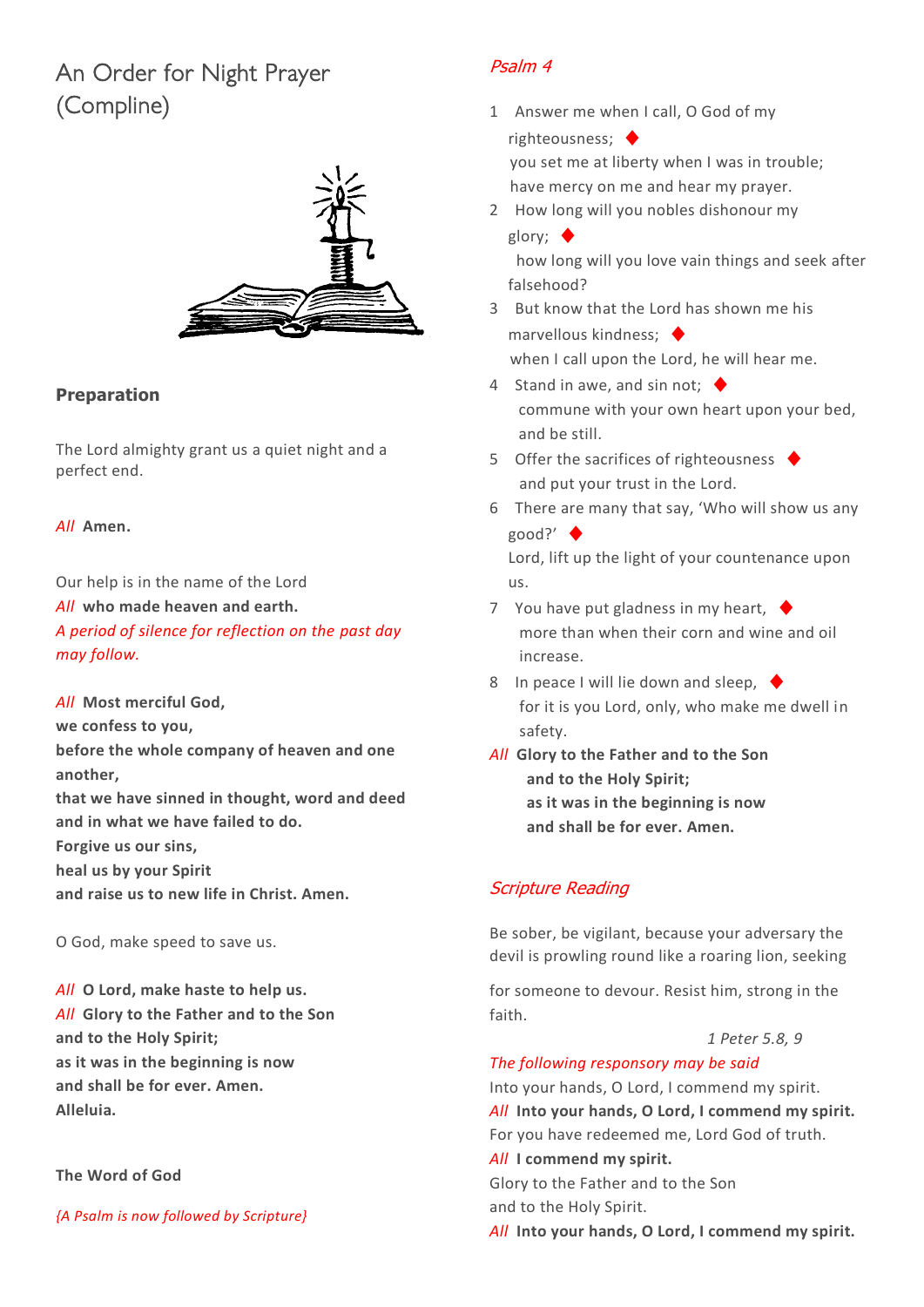# An Order for Night Prayer (Compline)

## Preparation

The Lord almighty grant us a quiet night and a perfect end.

*All* **Amen.**

Our help is in the name of the Lord
*All* **who made heaven and earth.**
*A period of silence for reflection on the past day may follow.*

*All* **Most merciful God,
we confess to you,
before the whole company of heaven and one another,
that we have sinned in thought, word and deed
and in what we have failed to do.
Forgive us our sins,
heal us by your Spirit
and raise us to new life in Christ. Amen.**

O God, make speed to save us.

*All* **O Lord, make haste to help us.**
*All* **Glory to the Father and to the Son
and to the Holy Spirit;
as it was in the beginning is now
and shall be for ever. Amen.
Alleluia.**

**The Word of God**

*{A Psalm is now followed by Scripture}*

## *Psalm 4*

1 Answer me when I call, O God of my righteousness; ♦
you set me at liberty when I was in trouble;
have mercy on me and hear my prayer.

2 How long will you nobles dishonour my glory; ♦
how long will you love vain things and seek after falsehood?

3 But know that the Lord has shown me his marvellous kindness; ♦
when I call upon the Lord, he will hear me.

4 Stand in awe, and sin not; ♦
commune with your own heart upon your bed, and be still.

5 Offer the sacrifices of righteousness ♦
and put your trust in the Lord.

6 There are many that say, 'Who will show us any good?' ♦
Lord, lift up the light of your countenance upon us.

7 You have put gladness in my heart, ♦
more than when their corn and wine and oil increase.

8 In peace I will lie down and sleep, ♦
for it is you Lord, only, who make me dwell in safety.

*All* **Glory to the Father and to the Son
and to the Holy Spirit;
as it was in the beginning is now
and shall be for ever. Amen.**

## *Scripture Reading*

Be sober, be vigilant, because your adversary the devil is prowling round like a roaring lion, seeking for someone to devour. Resist him, strong in the faith.

*1 Peter 5.8, 9*

*The following responsory may be said*
Into your hands, O Lord, I commend my spirit.
*All* **Into your hands, O Lord, I commend my spirit.**
For you have redeemed me, Lord God of truth.
*All* **I commend my spirit.**
Glory to the Father and to the Son
and to the Holy Spirit.
*All* **Into your hands, O Lord, I commend my spirit.**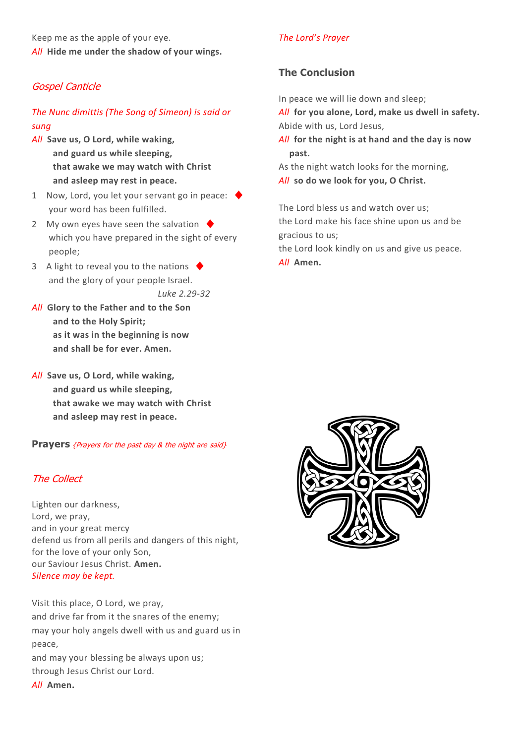Keep me as the apple of your eye.
*All* **Hide me under the shadow of your wings.**

## *Gospel Canticle*

*The Nunc dimittis (The Song of Simeon) is said or sung*

*All* **Save us, O Lord, while waking,**
**and guard us while sleeping,**
**that awake we may watch with Christ**
**and asleep may rest in peace.**

1 Now, Lord, you let your servant go in peace: ◆
your word has been fulfilled.

2 My own eyes have seen the salvation ◆
which you have prepared in the sight of every people;

3 A light to reveal you to the nations ◆
and the glory of your people Israel.

*Luke 2.29-32*

*All* **Glory to the Father and to the Son**
**and to the Holy Spirit;**
**as it was in the beginning is now**
**and shall be for ever. Amen.**

*All* **Save us, O Lord, while waking,**
**and guard us while sleeping,**
**that awake we may watch with Christ**
**and asleep may rest in peace.**

**Prayers** *{Prayers for the past day & the night are said}*

## *The Collect*

Lighten our darkness,
Lord, we pray,
and in your great mercy
defend us from all perils and dangers of this night,
for the love of your only Son,
our Saviour Jesus Christ. **Amen.**
*Silence may be kept.*

Visit this place, O Lord, we pray,
and drive far from it the snares of the enemy;
may your holy angels dwell with us and guard us in peace,
and may your blessing be always upon us;
through Jesus Christ our Lord.
*All* **Amen.**

*The Lord's Prayer*

## The Conclusion

In peace we will lie down and sleep;
*All* **for you alone, Lord, make us dwell in safety.**
Abide with us, Lord Jesus,
*All* **for the night is at hand and the day is now past.**
As the night watch looks for the morning,
*All* **so do we look for you, O Christ.**

The Lord bless us and watch over us;
the Lord make his face shine upon us and be gracious to us;
the Lord look kindly on us and give us peace.
*All* **Amen.**